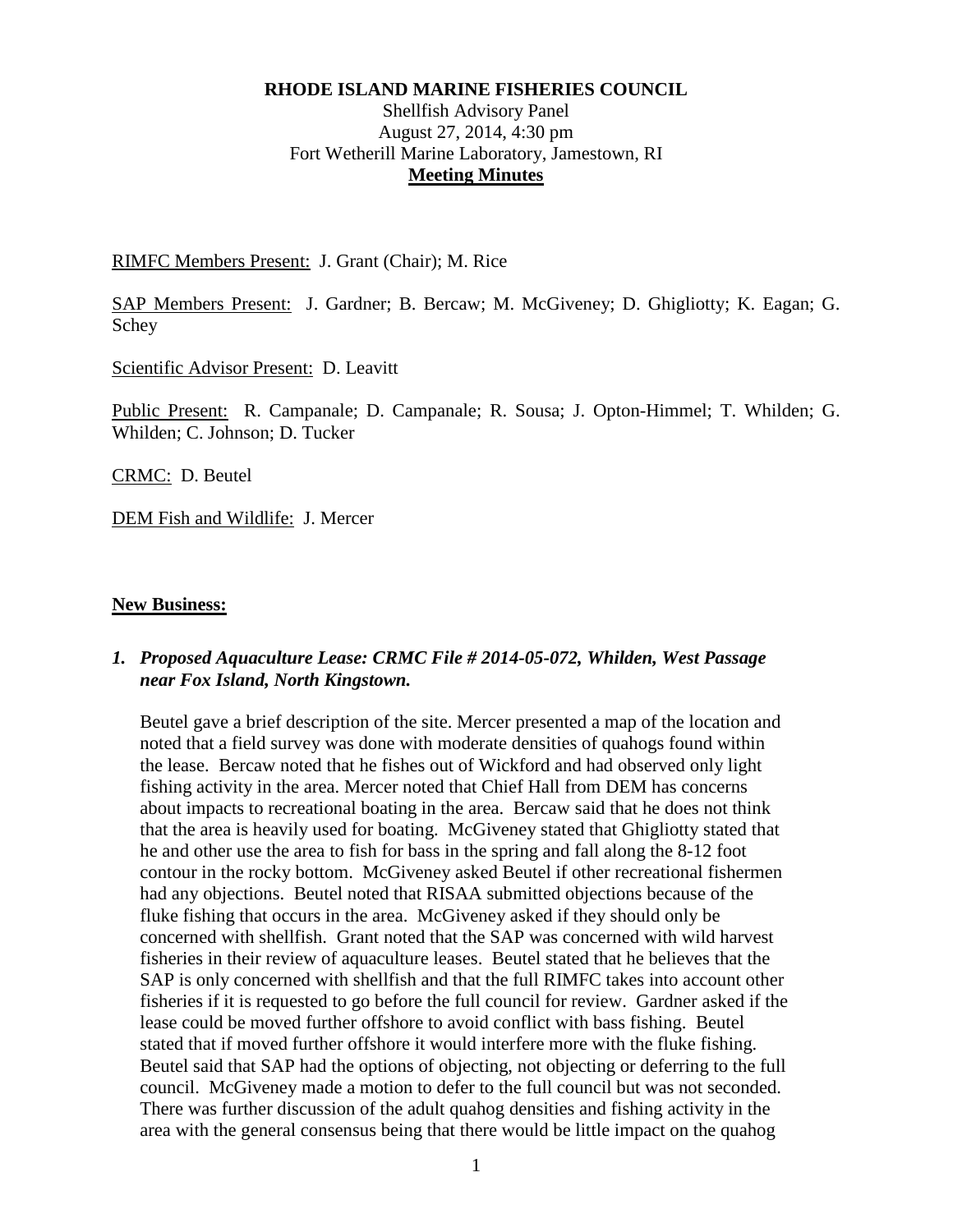**RHODE ISLAND MARINE FISHERIES COUNCIL**

Shellfish Advisory Panel
August 27, 2014, 4:30 pm
Fort Wetherill Marine Laboratory, Jamestown, RI

**Meeting Minutes**

RIMFC Members Present: J. Grant (Chair); M. Rice

SAP Members Present: J. Gardner; B. Bercaw; M. McGiveney; D. Ghigliotty; K. Eagan; G. Schey

Scientific Advisor Present: D. Leavitt

Public Present: R. Campanale; D. Campanale; R. Sousa; J. Opton-Himmel; T. Whilden; G. Whilden; C. Johnson; D. Tucker

CRMC: D. Beutel

DEM Fish and Wildlife: J. Mercer

**New Business:**

1. ***Proposed Aquaculture Lease: CRMC File # 2014-05-072, Whilden, West Passage near Fox Island, North Kingstown.***

   Beutel gave a brief description of the site. Mercer presented a map of the location and noted that a field survey was done with moderate densities of quahogs found within the lease. Bercaw noted that he fishes out of Wickford and had observed only light fishing activity in the area. Mercer noted that Chief Hall from DEM has concerns about impacts to recreational boating in the area. Bercaw said that he does not think that the area is heavily used for boating. McGiveney stated that Ghigliotty stated that he and other use the area to fish for bass in the spring and fall along the 8-12 foot contour in the rocky bottom. McGiveney asked Beutel if other recreational fishermen had any objections. Beutel noted that RISAA submitted objections because of the fluke fishing that occurs in the area. McGiveney asked if they should only be concerned with shellfish. Grant noted that the SAP was concerned with wild harvest fisheries in their review of aquaculture leases. Beutel stated that he believes that the SAP is only concerned with shellfish and that the full RIMFC takes into account other fisheries if it is requested to go before the full council for review. Gardner asked if the lease could be moved further offshore to avoid conflict with bass fishing. Beutel stated that if moved further offshore it would interfere more with the fluke fishing. Beutel said that SAP had the options of objecting, not objecting or deferring to the full council. McGiveney made a motion to defer to the full council but was not seconded. There was further discussion of the adult quahog densities and fishing activity in the area with the general consensus being that there would be little impact on the quahog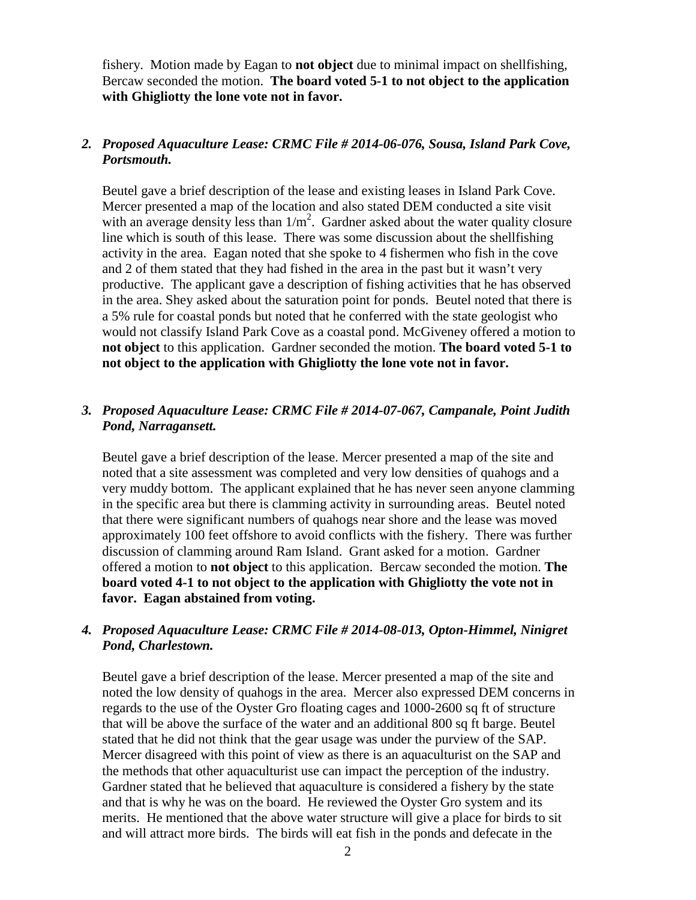fishery. Motion made by Eagan to **not object** due to minimal impact on shellfishing, Bercaw seconded the motion. **The board voted 5-1 to not object to the application with Ghigliotty the lone vote not in favor.**

2. ***Proposed Aquaculture Lease: CRMC File # 2014-06-076, Sousa, Island Park Cove, Portsmouth.***

   Beutel gave a brief description of the lease and existing leases in Island Park Cove. Mercer presented a map of the location and also stated DEM conducted a site visit with an average density less than $1/m^2$. Gardner asked about the water quality closure line which is south of this lease. There was some discussion about the shellfishing activity in the area. Eagan noted that she spoke to 4 fishermen who fish in the cove and 2 of them stated that they had fished in the area in the past but it wasn't very productive. The applicant gave a description of fishing activities that he has observed in the area. Shey asked about the saturation point for ponds. Beutel noted that there is a 5% rule for coastal ponds but noted that he conferred with the state geologist who would not classify Island Park Cove as a coastal pond. McGiveney offered a motion to **not object** to this application. Gardner seconded the motion. **The board voted 5-1 to not object to the application with Ghigliotty the lone vote not in favor.**

3. ***Proposed Aquaculture Lease: CRMC File # 2014-07-067, Campanale, Point Judith Pond, Narragansett.***

   Beutel gave a brief description of the lease. Mercer presented a map of the site and noted that a site assessment was completed and very low densities of quahogs and a very muddy bottom. The applicant explained that he has never seen anyone clamming in the specific area but there is clamming activity in surrounding areas. Beutel noted that there were significant numbers of quahogs near shore and the lease was moved approximately 100 feet offshore to avoid conflicts with the fishery. There was further discussion of clamming around Ram Island. Grant asked for a motion. Gardner offered a motion to **not object** to this application. Bercaw seconded the motion. **The board voted 4-1 to not object to the application with Ghigliotty the vote not in favor. Eagan abstained from voting.**

4. ***Proposed Aquaculture Lease: CRMC File # 2014-08-013, Opton-Himmel, Ninigret Pond, Charlestown.***

   Beutel gave a brief description of the lease. Mercer presented a map of the site and noted the low density of quahogs in the area. Mercer also expressed DEM concerns in regards to the use of the Oyster Gro floating cages and 1000-2600 sq ft of structure that will be above the surface of the water and an additional 800 sq ft barge. Beutel stated that he did not think that the gear usage was under the purview of the SAP. Mercer disagreed with this point of view as there is an aquaculturist on the SAP and the methods that other aquaculturist use can impact the perception of the industry. Gardner stated that he believed that aquaculture is considered a fishery by the state and that is why he was on the board. He reviewed the Oyster Gro system and its merits. He mentioned that the above water structure will give a place for birds to sit and will attract more birds. The birds will eat fish in the ponds and defecate in the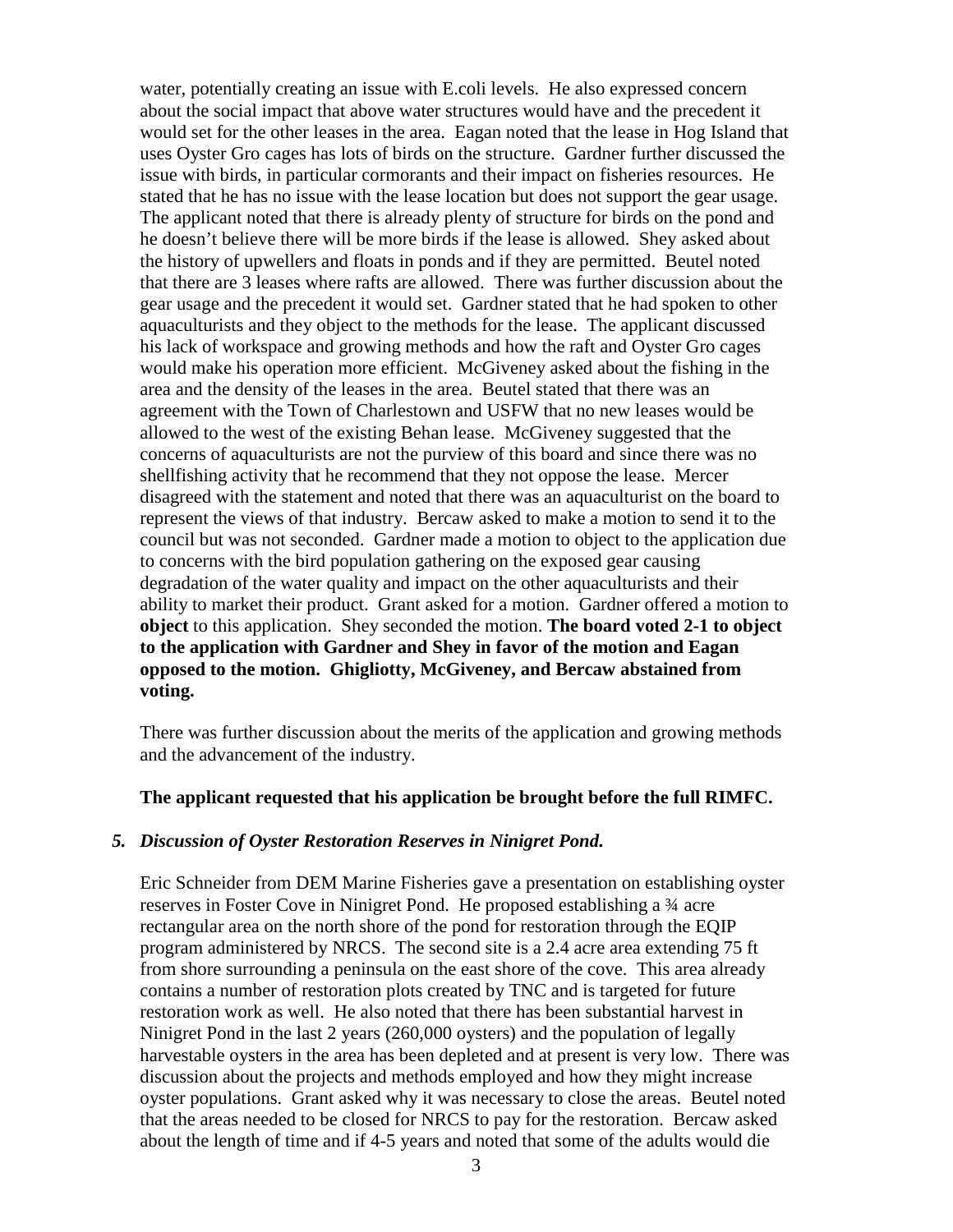water, potentially creating an issue with E.coli levels. He also expressed concern about the social impact that above water structures would have and the precedent it would set for the other leases in the area. Eagan noted that the lease in Hog Island that uses Oyster Gro cages has lots of birds on the structure. Gardner further discussed the issue with birds, in particular cormorants and their impact on fisheries resources. He stated that he has no issue with the lease location but does not support the gear usage. The applicant noted that there is already plenty of structure for birds on the pond and he doesn't believe there will be more birds if the lease is allowed. Shey asked about the history of upwellers and floats in ponds and if they are permitted. Beutel noted that there are 3 leases where rafts are allowed. There was further discussion about the gear usage and the precedent it would set. Gardner stated that he had spoken to other aquaculturists and they object to the methods for the lease. The applicant discussed his lack of workspace and growing methods and how the raft and Oyster Gro cages would make his operation more efficient. McGiveney asked about the fishing in the area and the density of the leases in the area. Beutel stated that there was an agreement with the Town of Charlestown and USFW that no new leases would be allowed to the west of the existing Behan lease. McGiveney suggested that the concerns of aquaculturists are not the purview of this board and since there was no shellfishing activity that he recommend that they not oppose the lease. Mercer disagreed with the statement and noted that there was an aquaculturist on the board to represent the views of that industry. Bercaw asked to make a motion to send it to the council but was not seconded. Gardner made a motion to object to the application due to concerns with the bird population gathering on the exposed gear causing degradation of the water quality and impact on the other aquaculturists and their ability to market their product. Grant asked for a motion. Gardner offered a motion to **object** to this application. Shey seconded the motion. **The board voted 2-1 to object to the application with Gardner and Shey in favor of the motion and Eagan opposed to the motion. Ghigliotty, McGiveney, and Bercaw abstained from voting.**

There was further discussion about the merits of the application and growing methods and the advancement of the industry.

**The applicant requested that his application be brought before the full RIMFC.**

***5. Discussion of Oyster Restoration Reserves in Ninigret Pond.***

Eric Schneider from DEM Marine Fisheries gave a presentation on establishing oyster reserves in Foster Cove in Ninigret Pond. He proposed establishing a ¾ acre rectangular area on the north shore of the pond for restoration through the EQIP program administered by NRCS. The second site is a 2.4 acre area extending 75 ft from shore surrounding a peninsula on the east shore of the cove. This area already contains a number of restoration plots created by TNC and is targeted for future restoration work as well. He also noted that there has been substantial harvest in Ninigret Pond in the last 2 years (260,000 oysters) and the population of legally harvestable oysters in the area has been depleted and at present is very low. There was discussion about the projects and methods employed and how they might increase oyster populations. Grant asked why it was necessary to close the areas. Beutel noted that the areas needed to be closed for NRCS to pay for the restoration. Bercaw asked about the length of time and if 4-5 years and noted that some of the adults would die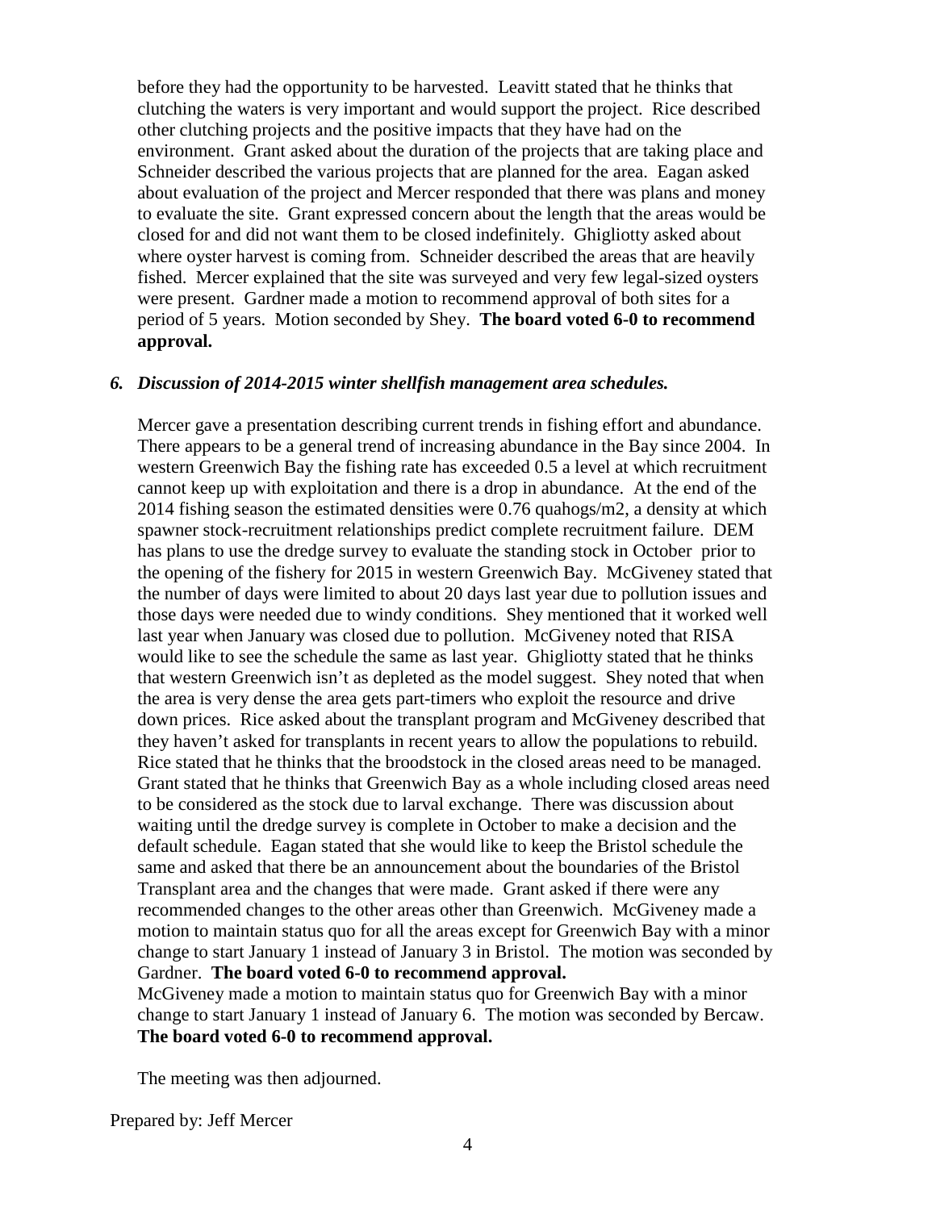before they had the opportunity to be harvested. Leavitt stated that he thinks that clutching the waters is very important and would support the project. Rice described other clutching projects and the positive impacts that they have had on the environment. Grant asked about the duration of the projects that are taking place and Schneider described the various projects that are planned for the area. Eagan asked about evaluation of the project and Mercer responded that there was plans and money to evaluate the site. Grant expressed concern about the length that the areas would be closed for and did not want them to be closed indefinitely. Ghigliotty asked about where oyster harvest is coming from. Schneider described the areas that are heavily fished. Mercer explained that the site was surveyed and very few legal-sized oysters were present. Gardner made a motion to recommend approval of both sites for a period of 5 years. Motion seconded by Shey. **The board voted 6-0 to recommend approval.**

***6. Discussion of 2014-2015 winter shellfish management area schedules.***

Mercer gave a presentation describing current trends in fishing effort and abundance. There appears to be a general trend of increasing abundance in the Bay since 2004. In western Greenwich Bay the fishing rate has exceeded 0.5 a level at which recruitment cannot keep up with exploitation and there is a drop in abundance. At the end of the 2014 fishing season the estimated densities were 0.76 quahogs/m2, a density at which spawner stock-recruitment relationships predict complete recruitment failure. DEM has plans to use the dredge survey to evaluate the standing stock in October prior to the opening of the fishery for 2015 in western Greenwich Bay. McGiveney stated that the number of days were limited to about 20 days last year due to pollution issues and those days were needed due to windy conditions. Shey mentioned that it worked well last year when January was closed due to pollution. McGiveney noted that RISA would like to see the schedule the same as last year. Ghigliotty stated that he thinks that western Greenwich isn't as depleted as the model suggest. Shey noted that when the area is very dense the area gets part-timers who exploit the resource and drive down prices. Rice asked about the transplant program and McGiveney described that they haven't asked for transplants in recent years to allow the populations to rebuild. Rice stated that he thinks that the broodstock in the closed areas need to be managed. Grant stated that he thinks that Greenwich Bay as a whole including closed areas need to be considered as the stock due to larval exchange. There was discussion about waiting until the dredge survey is complete in October to make a decision and the default schedule. Eagan stated that she would like to keep the Bristol schedule the same and asked that there be an announcement about the boundaries of the Bristol Transplant area and the changes that were made. Grant asked if there were any recommended changes to the other areas other than Greenwich. McGiveney made a motion to maintain status quo for all the areas except for Greenwich Bay with a minor change to start January 1 instead of January 3 in Bristol. The motion was seconded by Gardner. **The board voted 6-0 to recommend approval.**
McGiveney made a motion to maintain status quo for Greenwich Bay with a minor change to start January 1 instead of January 6. The motion was seconded by Bercaw. **The board voted 6-0 to recommend approval.**

The meeting was then adjourned.

Prepared by: Jeff Mercer